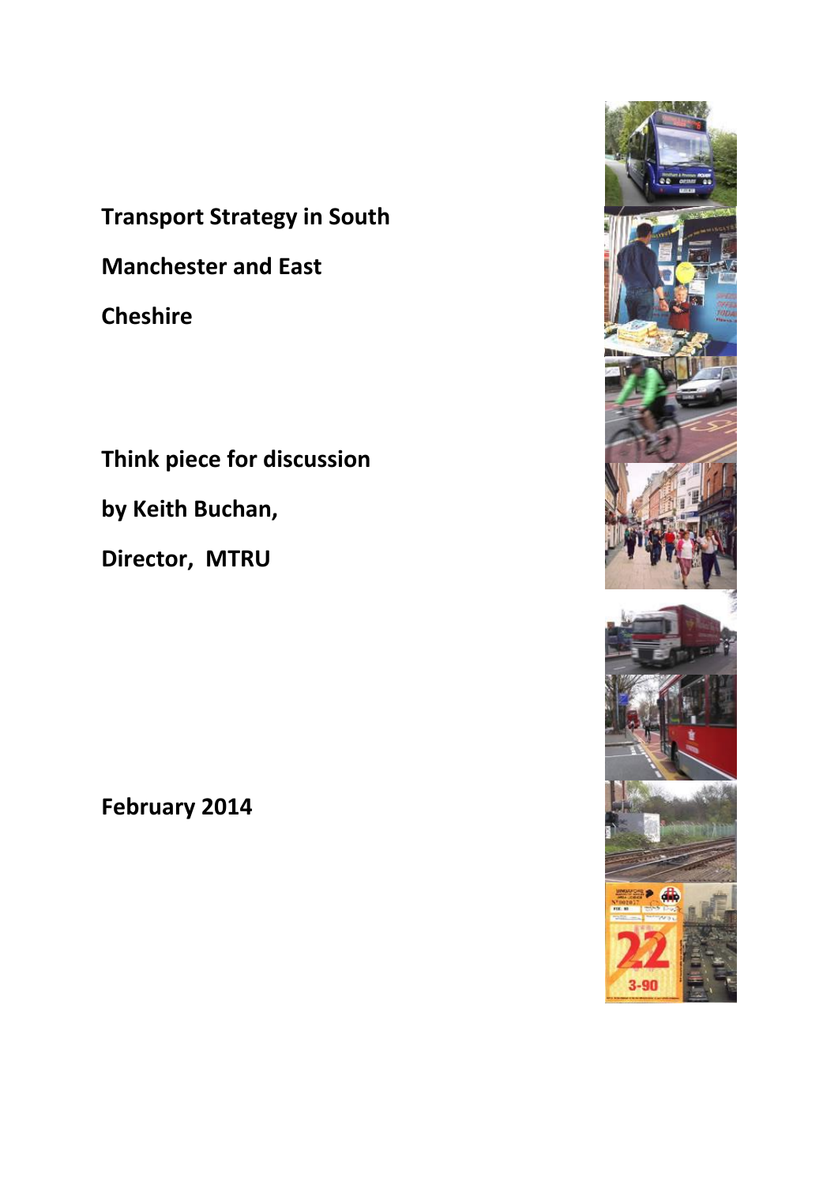# Transport Strategy in South Manchester and East Cheshire

**Think piece for discussion**

**by Keith Buchan,**

**Director, MTRU**

**February 2014**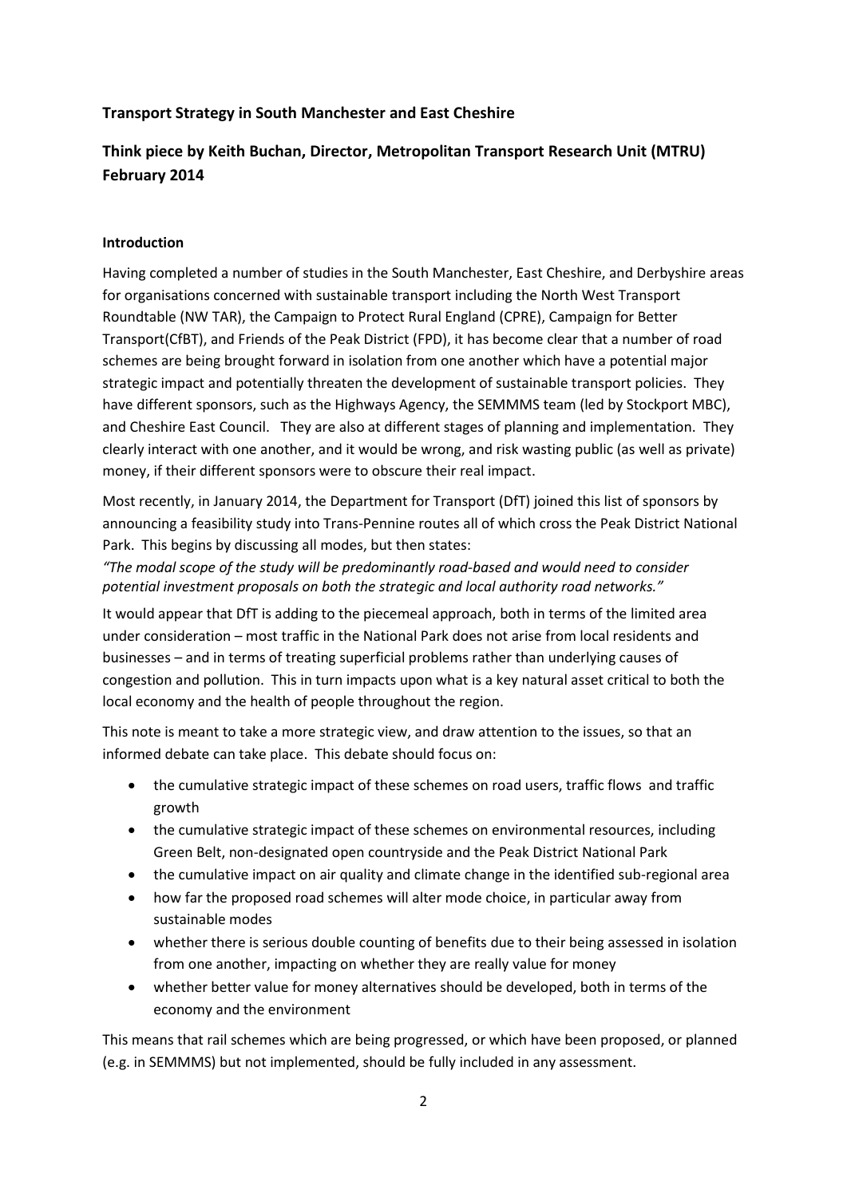**Transport Strategy in South Manchester and East Cheshire**

**Think piece by Keith Buchan, Director, Metropolitan Transport Research Unit (MTRU) February 2014**

**Introduction**

Having completed a number of studies in the South Manchester, East Cheshire, and Derbyshire areas for organisations concerned with sustainable transport including the North West Transport Roundtable (NW TAR), the Campaign to Protect Rural England (CPRE), Campaign for Better Transport(CfBT), and Friends of the Peak District (FPD), it has become clear that a number of road schemes are being brought forward in isolation from one another which have a potential major strategic impact and potentially threaten the development of sustainable transport policies. They have different sponsors, such as the Highways Agency, the SEMMMS team (led by Stockport MBC), and Cheshire East Council. They are also at different stages of planning and implementation. They clearly interact with one another, and it would be wrong, and risk wasting public (as well as private) money, if their different sponsors were to obscure their real impact.

Most recently, in January 2014, the Department for Transport (DfT) joined this list of sponsors by announcing a feasibility study into Trans-Pennine routes all of which cross the Peak District National Park. This begins by discussing all modes, but then states:

*"The modal scope of the study will be predominantly road-based and would need to consider potential investment proposals on both the strategic and local authority road networks."*

It would appear that DfT is adding to the piecemeal approach, both in terms of the limited area under consideration – most traffic in the National Park does not arise from local residents and businesses – and in terms of treating superficial problems rather than underlying causes of congestion and pollution. This in turn impacts upon what is a key natural asset critical to both the local economy and the health of people throughout the region.

This note is meant to take a more strategic view, and draw attention to the issues, so that an informed debate can take place. This debate should focus on:

- the cumulative strategic impact of these schemes on road users, traffic flows and traffic growth
- the cumulative strategic impact of these schemes on environmental resources, including Green Belt, non-designated open countryside and the Peak District National Park
- the cumulative impact on air quality and climate change in the identified sub-regional area
- how far the proposed road schemes will alter mode choice, in particular away from sustainable modes
- whether there is serious double counting of benefits due to their being assessed in isolation from one another, impacting on whether they are really value for money
- whether better value for money alternatives should be developed, both in terms of the economy and the environment

This means that rail schemes which are being progressed, or which have been proposed, or planned (e.g. in SEMMMS) but not implemented, should be fully included in any assessment.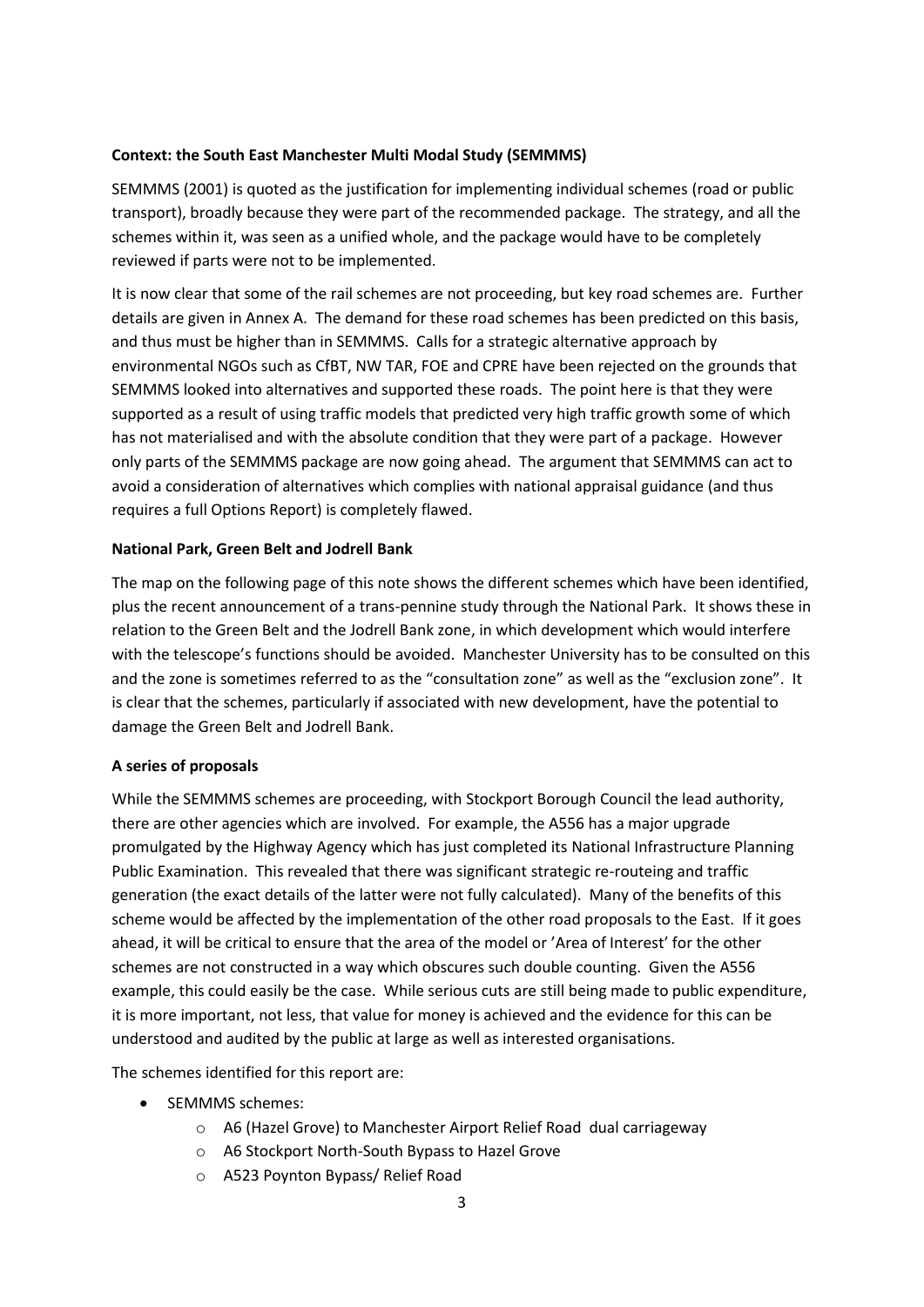**Context: the South East Manchester Multi Modal Study (SEMMMS)**

SEMMMS (2001) is quoted as the justification for implementing individual schemes (road or public transport), broadly because they were part of the recommended package. The strategy, and all the schemes within it, was seen as a unified whole, and the package would have to be completely reviewed if parts were not to be implemented.

It is now clear that some of the rail schemes are not proceeding, but key road schemes are. Further details are given in Annex A. The demand for these road schemes has been predicted on this basis, and thus must be higher than in SEMMMS. Calls for a strategic alternative approach by environmental NGOs such as CfBT, NW TAR, FOE and CPRE have been rejected on the grounds that SEMMMS looked into alternatives and supported these roads. The point here is that they were supported as a result of using traffic models that predicted very high traffic growth some of which has not materialised and with the absolute condition that they were part of a package. However only parts of the SEMMMS package are now going ahead. The argument that SEMMMS can act to avoid a consideration of alternatives which complies with national appraisal guidance (and thus requires a full Options Report) is completely flawed.

**National Park, Green Belt and Jodrell Bank**

The map on the following page of this note shows the different schemes which have been identified, plus the recent announcement of a trans-pennine study through the National Park. It shows these in relation to the Green Belt and the Jodrell Bank zone, in which development which would interfere with the telescope's functions should be avoided. Manchester University has to be consulted on this and the zone is sometimes referred to as the "consultation zone" as well as the "exclusion zone". It is clear that the schemes, particularly if associated with new development, have the potential to damage the Green Belt and Jodrell Bank.

**A series of proposals**

While the SEMMMS schemes are proceeding, with Stockport Borough Council the lead authority, there are other agencies which are involved. For example, the A556 has a major upgrade promulgated by the Highway Agency which has just completed its National Infrastructure Planning Public Examination. This revealed that there was significant strategic re-routeing and traffic generation (the exact details of the latter were not fully calculated). Many of the benefits of this scheme would be affected by the implementation of the other road proposals to the East. If it goes ahead, it will be critical to ensure that the area of the model or 'Area of Interest' for the other schemes are not constructed in a way which obscures such double counting. Given the A556 example, this could easily be the case. While serious cuts are still being made to public expenditure, it is more important, not less, that value for money is achieved and the evidence for this can be understood and audited by the public at large as well as interested organisations.

The schemes identified for this report are:

- SEMMMS schemes:
  - A6 (Hazel Grove) to Manchester Airport Relief Road dual carriageway
  - A6 Stockport North-South Bypass to Hazel Grove
  - A523 Poynton Bypass/ Relief Road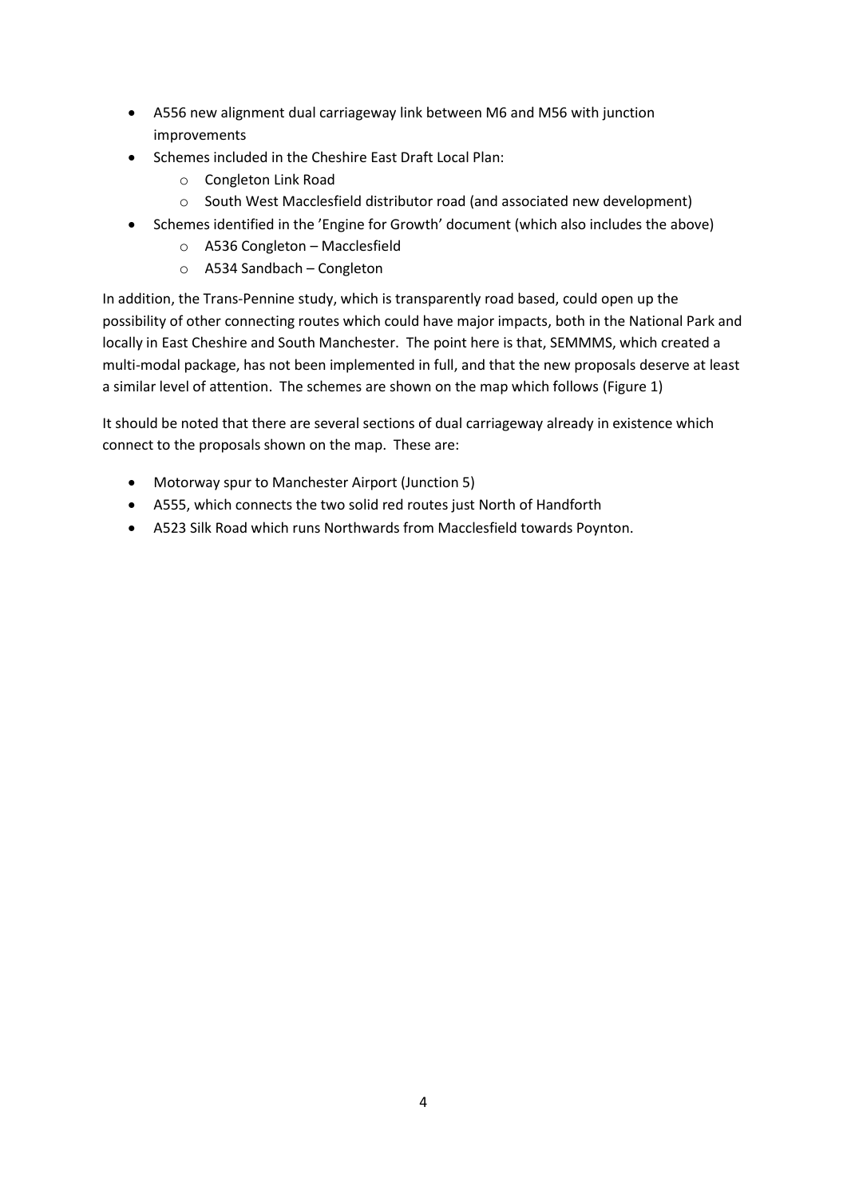- A556 new alignment dual carriageway link between M6 and M56 with junction improvements
- Schemes included in the Cheshire East Draft Local Plan:
  - Congleton Link Road
  - South West Macclesfield distributor road (and associated new development)
- Schemes identified in the 'Engine for Growth' document (which also includes the above)
  - A536 Congleton – Macclesfield
  - A534 Sandbach – Congleton

In addition, the Trans-Pennine study, which is transparently road based, could open up the possibility of other connecting routes which could have major impacts, both in the National Park and locally in East Cheshire and South Manchester. The point here is that, SEMMMS, which created a multi-modal package, has not been implemented in full, and that the new proposals deserve at least a similar level of attention. The schemes are shown on the map which follows (Figure 1)

It should be noted that there are several sections of dual carriageway already in existence which connect to the proposals shown on the map. These are:

- Motorway spur to Manchester Airport (Junction 5)
- A555, which connects the two solid red routes just North of Handforth
- A523 Silk Road which runs Northwards from Macclesfield towards Poynton.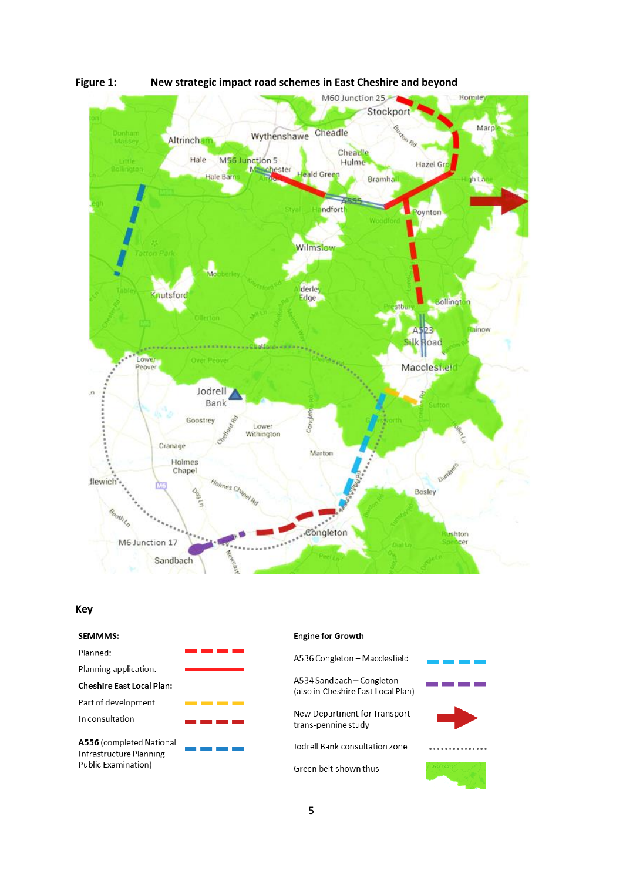**Figure 1:** **New strategic impact road schemes in East Cheshire and beyond**

**Key**

**SEMMMS:**

Planned:

Planning application:

**Cheshire East Local Plan:**

Part of development

In consultation

**A556** (completed National Infrastructure Planning Public Examination)

**Engine for Growth**

A536 Congleton – Macclesfield

A534 Sandbach – Congleton (also in Cheshire East Local Plan)

New Department for Transport trans-pennine study

Jodrell Bank consultation zone

Green belt shown thus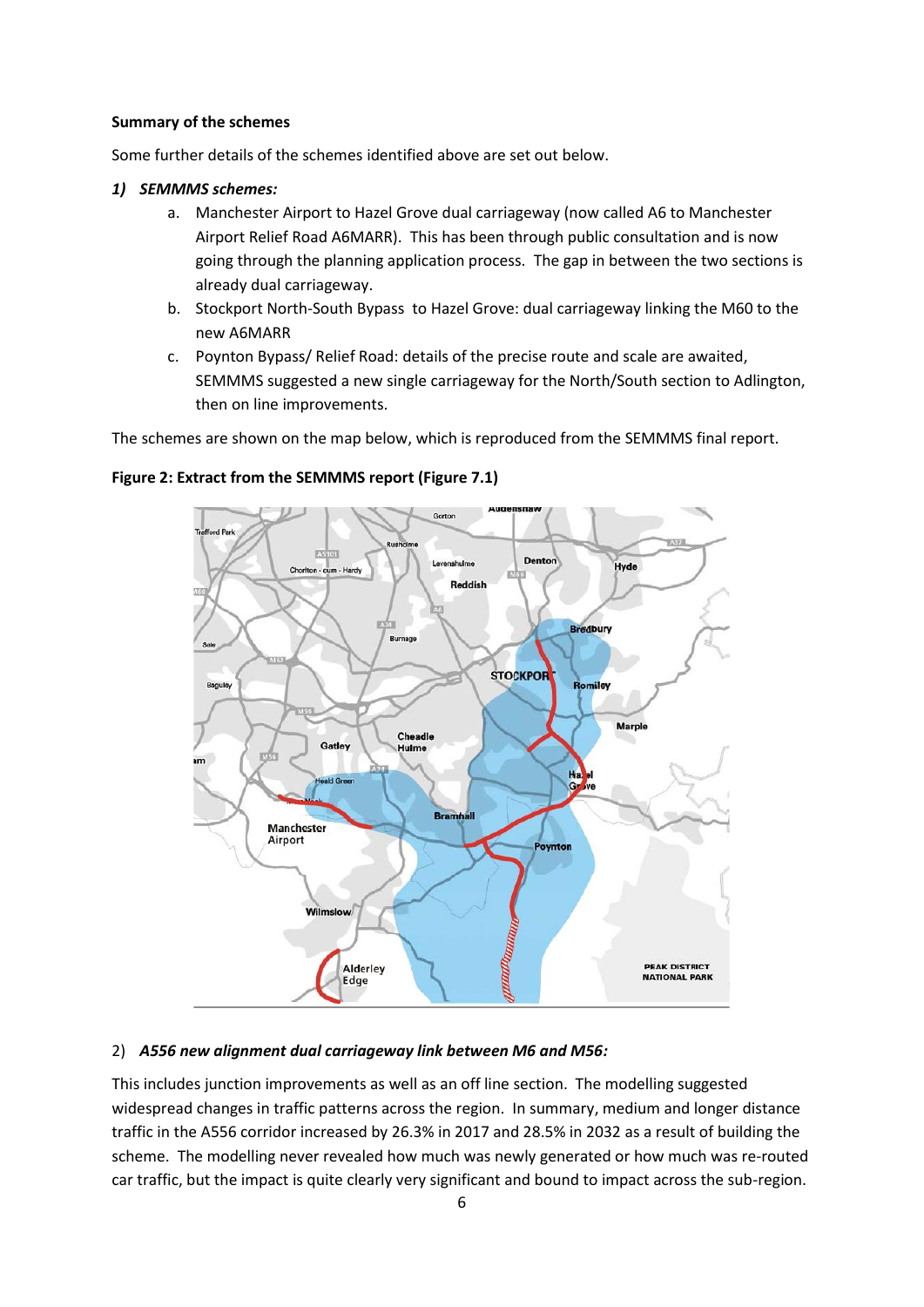**Summary of the schemes**

Some further details of the schemes identified above are set out below.

***1) SEMMMS schemes:***

a. Manchester Airport to Hazel Grove dual carriageway (now called A6 to Manchester Airport Relief Road A6MARR). This has been through public consultation and is now going through the planning application process. The gap in between the two sections is already dual carriageway.

b. Stockport North-South Bypass to Hazel Grove: dual carriageway linking the M60 to the new A6MARR

c. Poynton Bypass/ Relief Road: details of the precise route and scale are awaited, SEMMMS suggested a new single carriageway for the North/South section to Adlington, then on line improvements.

The schemes are shown on the map below, which is reproduced from the SEMMMS final report.

**Figure 2: Extract from the SEMMMS report (Figure 7.1)**

2) ***A556 new alignment dual carriageway link between M6 and M56:***

This includes junction improvements as well as an off line section. The modelling suggested widespread changes in traffic patterns across the region. In summary, medium and longer distance traffic in the A556 corridor increased by 26.3% in 2017 and 28.5% in 2032 as a result of building the scheme. The modelling never revealed how much was newly generated or how much was re-routed car traffic, but the impact is quite clearly very significant and bound to impact across the sub-region.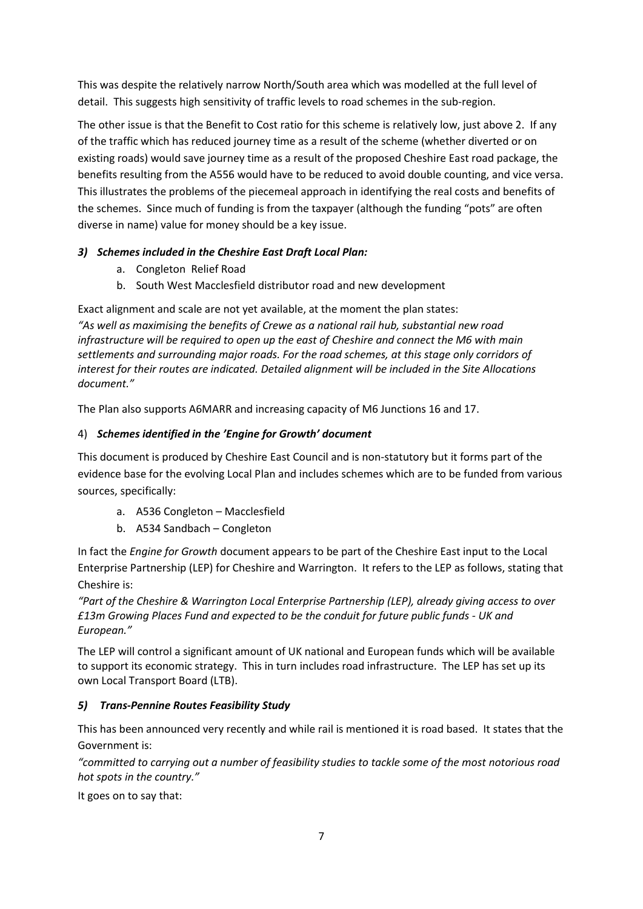This was despite the relatively narrow North/South area which was modelled at the full level of detail. This suggests high sensitivity of traffic levels to road schemes in the sub-region.

The other issue is that the Benefit to Cost ratio for this scheme is relatively low, just above 2. If any of the traffic which has reduced journey time as a result of the scheme (whether diverted or on existing roads) would save journey time as a result of the proposed Cheshire East road package, the benefits resulting from the A556 would have to be reduced to avoid double counting, and vice versa. This illustrates the problems of the piecemeal approach in identifying the real costs and benefits of the schemes. Since much of funding is from the taxpayer (although the funding "pots" are often diverse in name) value for money should be a key issue.

### *3) Schemes included in the Cheshire East Draft Local Plan:*

a. Congleton Relief Road
b. South West Macclesfield distributor road and new development

Exact alignment and scale are not yet available, at the moment the plan states:

*"As well as maximising the benefits of Crewe as a national rail hub, substantial new road infrastructure will be required to open up the east of Cheshire and connect the M6 with main settlements and surrounding major roads. For the road schemes, at this stage only corridors of interest for their routes are indicated. Detailed alignment will be included in the Site Allocations document."*

The Plan also supports A6MARR and increasing capacity of M6 Junctions 16 and 17.

### 4) *Schemes identified in the 'Engine for Growth' document*

This document is produced by Cheshire East Council and is non-statutory but it forms part of the evidence base for the evolving Local Plan and includes schemes which are to be funded from various sources, specifically:

a. A536 Congleton – Macclesfield
b. A534 Sandbach – Congleton

In fact the *Engine for Growth* document appears to be part of the Cheshire East input to the Local Enterprise Partnership (LEP) for Cheshire and Warrington. It refers to the LEP as follows, stating that Cheshire is:

*"Part of the Cheshire & Warrington Local Enterprise Partnership (LEP), already giving access to over £13m Growing Places Fund and expected to be the conduit for future public funds - UK and European."*

The LEP will control a significant amount of UK national and European funds which will be available to support its economic strategy. This in turn includes road infrastructure. The LEP has set up its own Local Transport Board (LTB).

### *5) Trans-Pennine Routes Feasibility Study*

This has been announced very recently and while rail is mentioned it is road based. It states that the Government is:

*"committed to carrying out a number of feasibility studies to tackle some of the most notorious road hot spots in the country."*

It goes on to say that: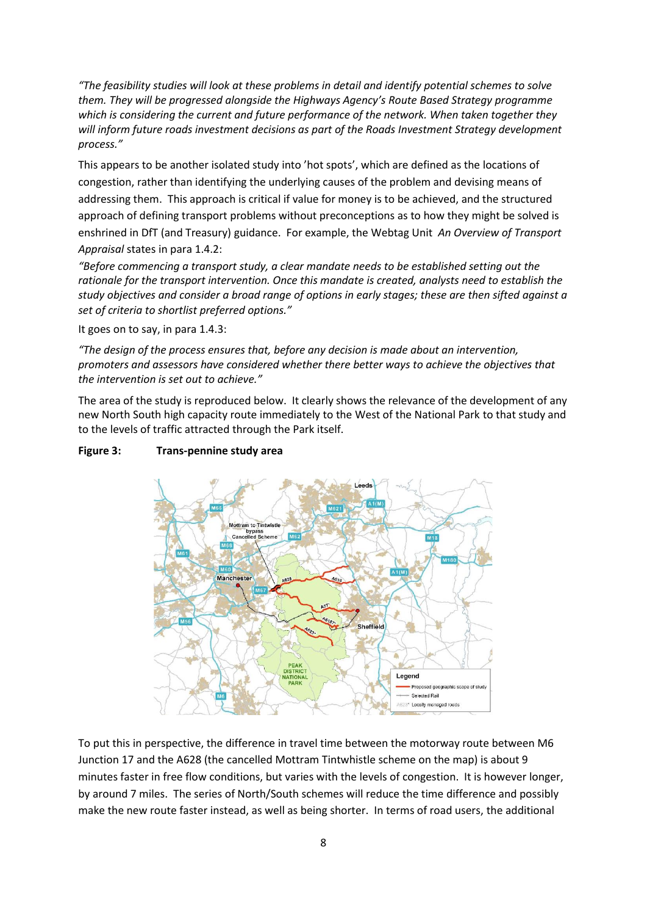*"The feasibility studies will look at these problems in detail and identify potential schemes to solve them. They will be progressed alongside the Highways Agency's Route Based Strategy programme which is considering the current and future performance of the network. When taken together they will inform future roads investment decisions as part of the Roads Investment Strategy development process."*

This appears to be another isolated study into 'hot spots', which are defined as the locations of congestion, rather than identifying the underlying causes of the problem and devising means of addressing them. This approach is critical if value for money is to be achieved, and the structured approach of defining transport problems without preconceptions as to how they might be solved is enshrined in DfT (and Treasury) guidance. For example, the Webtag Unit *An Overview of Transport Appraisal* states in para 1.4.2:

*"Before commencing a transport study, a clear mandate needs to be established setting out the rationale for the transport intervention. Once this mandate is created, analysts need to establish the study objectives and consider a broad range of options in early stages; these are then sifted against a set of criteria to shortlist preferred options."*

It goes on to say, in para 1.4.3:

*"The design of the process ensures that, before any decision is made about an intervention, promoters and assessors have considered whether there better ways to achieve the objectives that the intervention is set out to achieve."*

The area of the study is reproduced below. It clearly shows the relevance of the development of any new North South high capacity route immediately to the West of the National Park to that study and to the levels of traffic attracted through the Park itself.

**Figure 3: Trans-pennine study area**

To put this in perspective, the difference in travel time between the motorway route between M6 Junction 17 and the A628 (the cancelled Mottram Tintwhistle scheme on the map) is about 9 minutes faster in free flow conditions, but varies with the levels of congestion. It is however longer, by around 7 miles. The series of North/South schemes will reduce the time difference and possibly make the new route faster instead, as well as being shorter. In terms of road users, the additional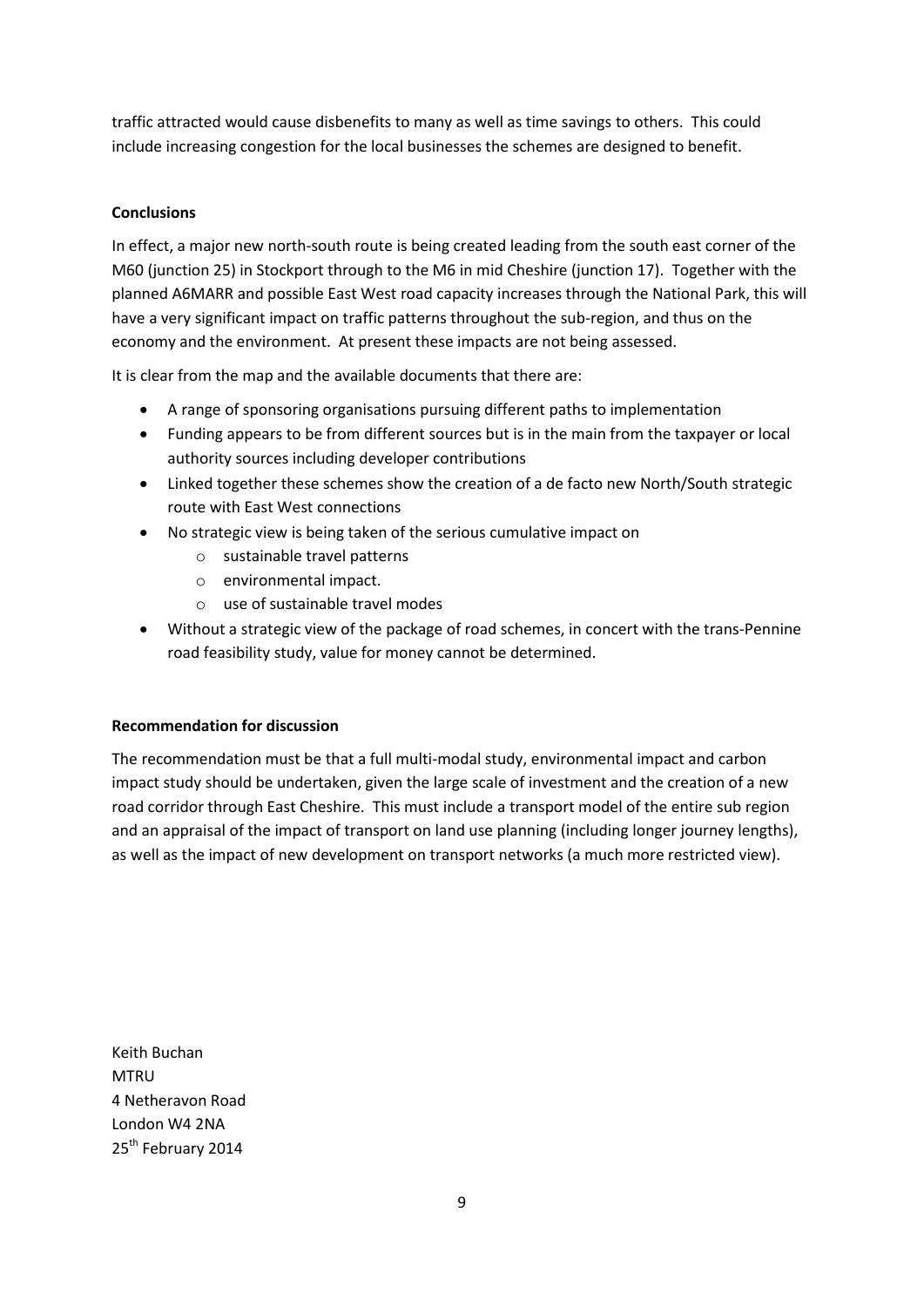traffic attracted would cause disbenefits to many as well as time savings to others. This could include increasing congestion for the local businesses the schemes are designed to benefit.

**Conclusions**

In effect, a major new north-south route is being created leading from the south east corner of the M60 (junction 25) in Stockport through to the M6 in mid Cheshire (junction 17). Together with the planned A6MARR and possible East West road capacity increases through the National Park, this will have a very significant impact on traffic patterns throughout the sub-region, and thus on the economy and the environment. At present these impacts are not being assessed.

It is clear from the map and the available documents that there are:

- A range of sponsoring organisations pursuing different paths to implementation
- Funding appears to be from different sources but is in the main from the taxpayer or local authority sources including developer contributions
- Linked together these schemes show the creation of a de facto new North/South strategic route with East West connections
- No strategic view is being taken of the serious cumulative impact on
    - sustainable travel patterns
    - environmental impact.
    - use of sustainable travel modes
- Without a strategic view of the package of road schemes, in concert with the trans-Pennine road feasibility study, value for money cannot be determined.

**Recommendation for discussion**

The recommendation must be that a full multi-modal study, environmental impact and carbon impact study should be undertaken, given the large scale of investment and the creation of a new road corridor through East Cheshire. This must include a transport model of the entire sub region and an appraisal of the impact of transport on land use planning (including longer journey lengths), as well as the impact of new development on transport networks (a much more restricted view).

Keith Buchan
MTRU
4 Netheravon Road
London W4 2NA
25th February 2014